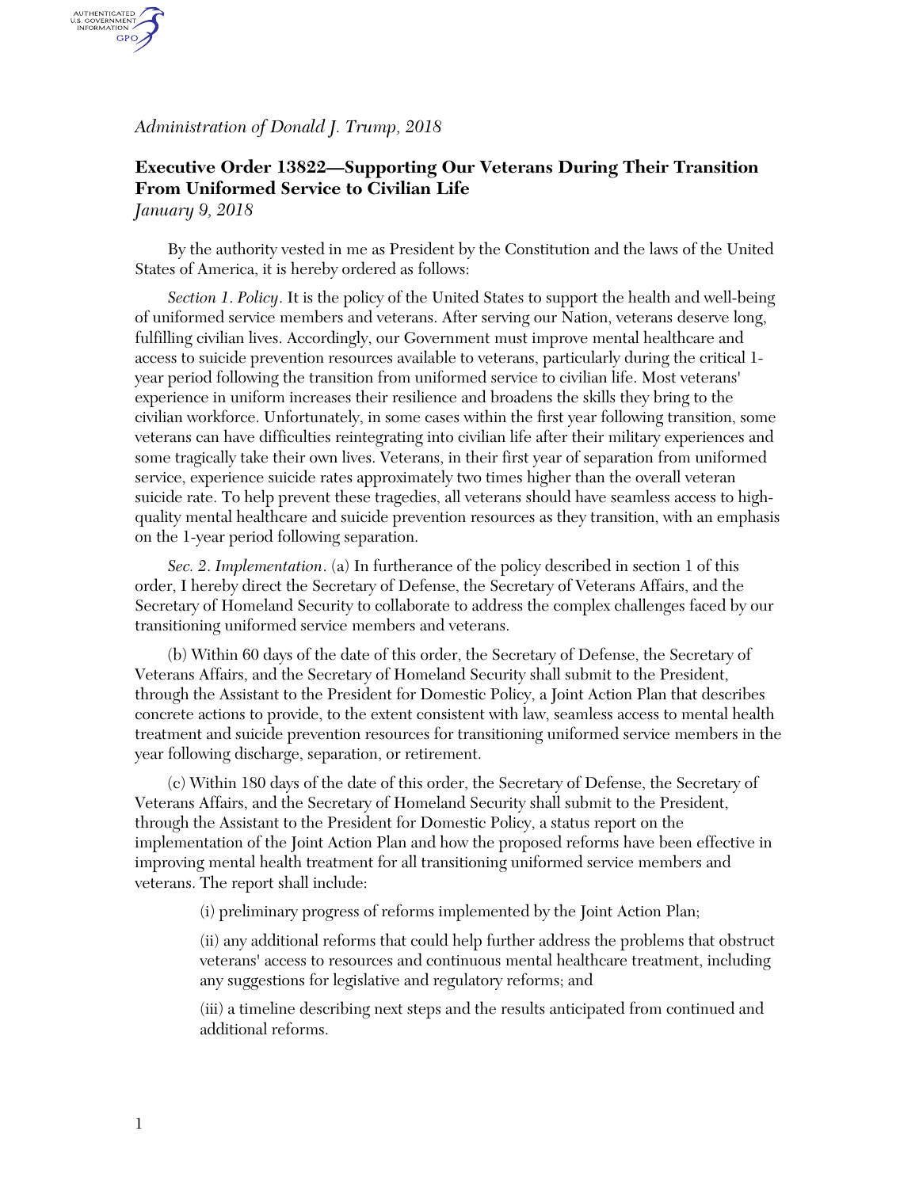*Administration of Donald J. Trump, 2018*

# Executive Order 13822—Supporting Our Veterans During Their Transition From Uniformed Service to Civilian Life

*January 9, 2018*

By the authority vested in me as President by the Constitution and the laws of the United States of America, it is hereby ordered as follows:

*Section 1. Policy*. It is the policy of the United States to support the health and well-being of uniformed service members and veterans. After serving our Nation, veterans deserve long, fulfilling civilian lives. Accordingly, our Government must improve mental healthcare and access to suicide prevention resources available to veterans, particularly during the critical 1-year period following the transition from uniformed service to civilian life. Most veterans' experience in uniform increases their resilience and broadens the skills they bring to the civilian workforce. Unfortunately, in some cases within the first year following transition, some veterans can have difficulties reintegrating into civilian life after their military experiences and some tragically take their own lives. Veterans, in their first year of separation from uniformed service, experience suicide rates approximately two times higher than the overall veteran suicide rate. To help prevent these tragedies, all veterans should have seamless access to high-quality mental healthcare and suicide prevention resources as they transition, with an emphasis on the 1-year period following separation.

*Sec. 2. Implementation*. (a) In furtherance of the policy described in section 1 of this order, I hereby direct the Secretary of Defense, the Secretary of Veterans Affairs, and the Secretary of Homeland Security to collaborate to address the complex challenges faced by our transitioning uniformed service members and veterans.

(b) Within 60 days of the date of this order, the Secretary of Defense, the Secretary of Veterans Affairs, and the Secretary of Homeland Security shall submit to the President, through the Assistant to the President for Domestic Policy, a Joint Action Plan that describes concrete actions to provide, to the extent consistent with law, seamless access to mental health treatment and suicide prevention resources for transitioning uniformed service members in the year following discharge, separation, or retirement.

(c) Within 180 days of the date of this order, the Secretary of Defense, the Secretary of Veterans Affairs, and the Secretary of Homeland Security shall submit to the President, through the Assistant to the President for Domestic Policy, a status report on the implementation of the Joint Action Plan and how the proposed reforms have been effective in improving mental health treatment for all transitioning uniformed service members and veterans. The report shall include:

(i) preliminary progress of reforms implemented by the Joint Action Plan;

(ii) any additional reforms that could help further address the problems that obstruct veterans' access to resources and continuous mental healthcare treatment, including any suggestions for legislative and regulatory reforms; and

(iii) a timeline describing next steps and the results anticipated from continued and additional reforms.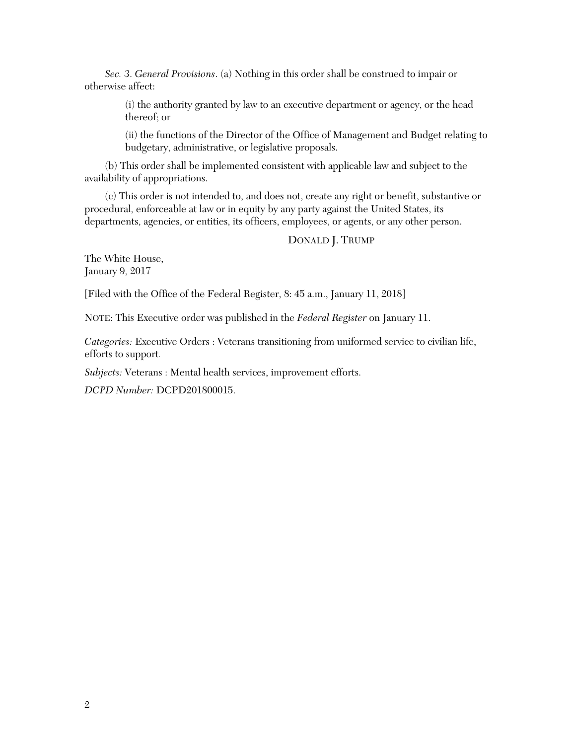*Sec. 3*. *General Provisions*. (a) Nothing in this order shall be construed to impair or otherwise affect:

(i) the authority granted by law to an executive department or agency, or the head thereof; or

(ii) the functions of the Director of the Office of Management and Budget relating to budgetary, administrative, or legislative proposals.

(b) This order shall be implemented consistent with applicable law and subject to the availability of appropriations.

(c) This order is not intended to, and does not, create any right or benefit, substantive or procedural, enforceable at law or in equity by any party against the United States, its departments, agencies, or entities, its officers, employees, or agents, or any other person.

DONALD J. TRUMP

The White House,
January 9, 2017

[Filed with the Office of the Federal Register, 8: 45 a.m., January 11, 2018]

NOTE: This Executive order was published in the *Federal Register* on January 11.

*Categories:* Executive Orders : Veterans transitioning from uniformed service to civilian life, efforts to support.

*Subjects:* Veterans : Mental health services, improvement efforts.

*DCPD Number:* DCPD201800015.